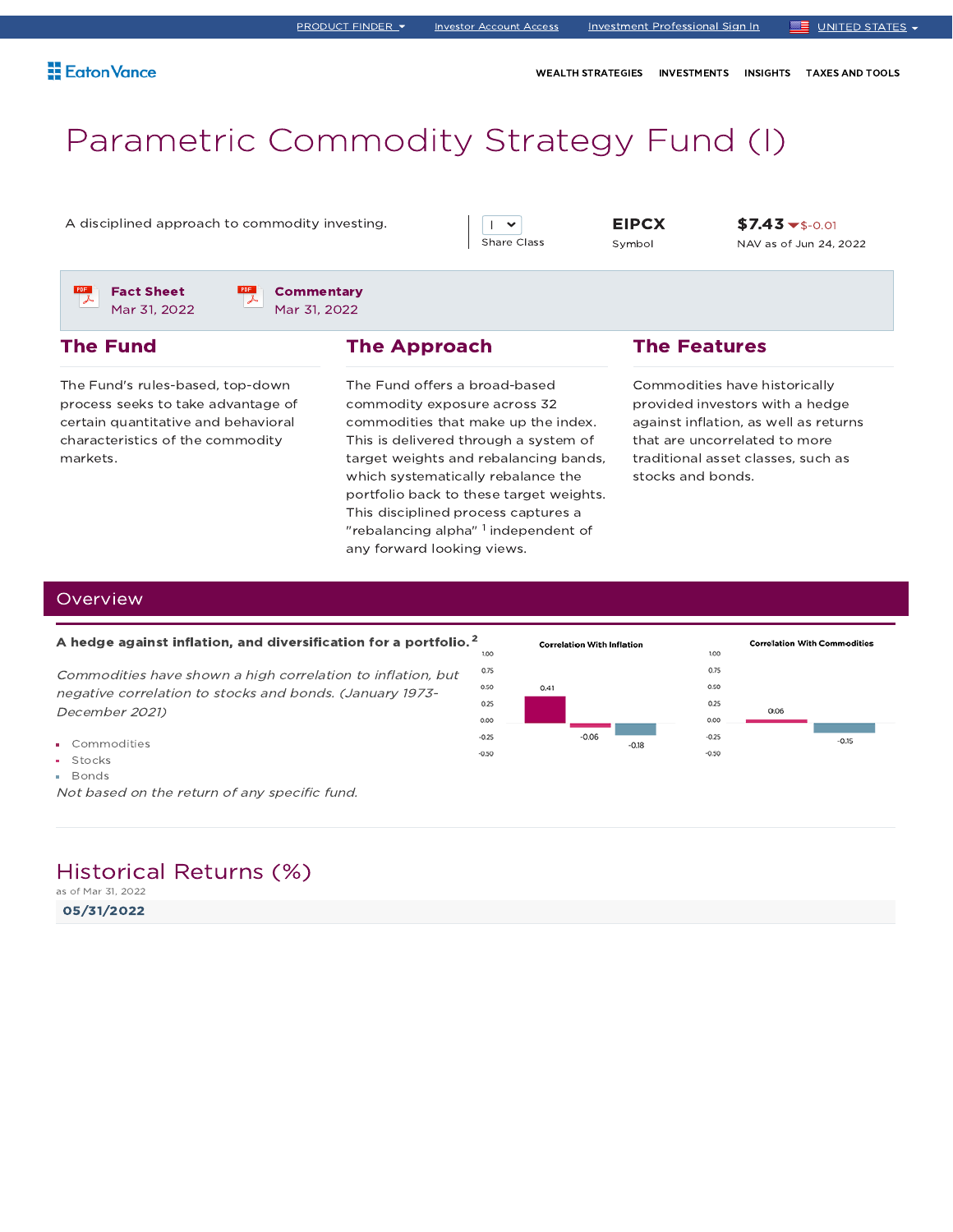PRODUCT FINDER | Investor Account Access | Investment Professional Sign In | UNITED STATES

Eaton Vance

WEALTH STRATEGIES | INVESTMENTS | INSIGHTS | TAXES AND TOOLS

# Parametric Commodity Strategy Fund (I)

A disciplined approach to commodity investing.

| Share Class | Symbol | NAV as of Jun 24, 2022 |
|---|---|---|
| I | EIPCX | $7.43 $-0.01 |

**Fact Sheet** Mar 31, 2022

**Commentary** Mar 31, 2022

## The Fund

The Fund's rules-based, top-down process seeks to take advantage of certain quantitative and behavioral characteristics of the commodity markets.

## The Approach

The Fund offers a broad-based commodity exposure across 32 commodities that make up the index. This is delivered through a system of target weights and rebalancing bands, which systematically rebalance the portfolio back to these target weights. This disciplined process captures a "rebalancing alpha" [1] independent of any forward looking views.

## The Features

Commodities have historically provided investors with a hedge against inflation, as well as returns that are uncorrelated to more traditional asset classes, such as stocks and bonds.

## Overview

**A hedge against inflation, and diversification for a portfolio.** [2]

*Commodities have shown a high correlation to inflation, but negative correlation to stocks and bonds. (January 1973-December 2021)*

- Commodities
- Stocks
- Bonds

*Not based on the return of any specific fund.*

**Correlation With Inflation**

| Commodities | Stocks | Bonds |
|---|---|---|
| 0.41 | -0.06 | -0.18 |

**Correlation With Commodities**

| Stocks | Bonds |
|---|---|
| 0.06 | -0.15 |

## Historical Returns (%)

as of Mar 31, 2022

**05/31/2022**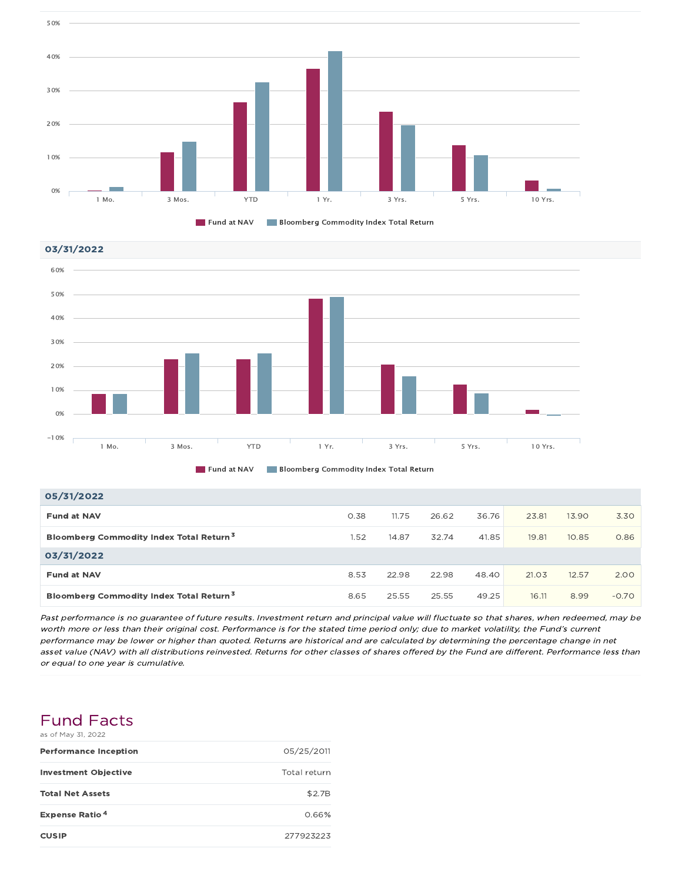Fund at NAV | Bloomberg Commodity Index Total Return

### 03/31/2022

Fund at NAV | Bloomberg Commodity Index Total Return

| | 1 Mo. | 3 Mos. | YTD | 1 Yr. | 3 Yrs. | 5 Yrs. | 10 Yrs. |
|---|---|---|---|---|---|---|---|
| **05/31/2022** | | | | | | | |
| **Fund at NAV** | 0.38 | 11.75 | 26.62 | 36.76 | 23.81 | 13.90 | 3.30 |
| **Bloomberg Commodity Index Total Return** [3] | 1.52 | 14.87 | 32.74 | 41.85 | 19.81 | 10.85 | 0.86 |
| **03/31/2022** | | | | | | | |
| **Fund at NAV** | 8.53 | 22.98 | 22.98 | 48.40 | 21.03 | 12.57 | 2.00 |
| **Bloomberg Commodity Index Total Return** [3] | 8.65 | 25.55 | 25.55 | 49.25 | 16.11 | 8.99 | -0.70 |

*Past performance is no guarantee of future results. Investment return and principal value will fluctuate so that shares, when redeemed, may be worth more or less than their original cost. Performance is for the stated time period only; due to market volatility, the Fund's current performance may be lower or higher than quoted. Returns are historical and are calculated by determining the percentage change in net asset value (NAV) with all distributions reinvested. Returns for other classes of shares offered by the Fund are different. Performance less than or equal to one year is cumulative.*

## Fund Facts

as of May 31, 2022

| | |
|---|---|
| **Performance Inception** | 05/25/2011 |
| **Investment Objective** | Total return |
| **Total Net Assets** | $2.7B |
| **Expense Ratio** [4] | 0.66% |
| **CUSIP** | 277923223 |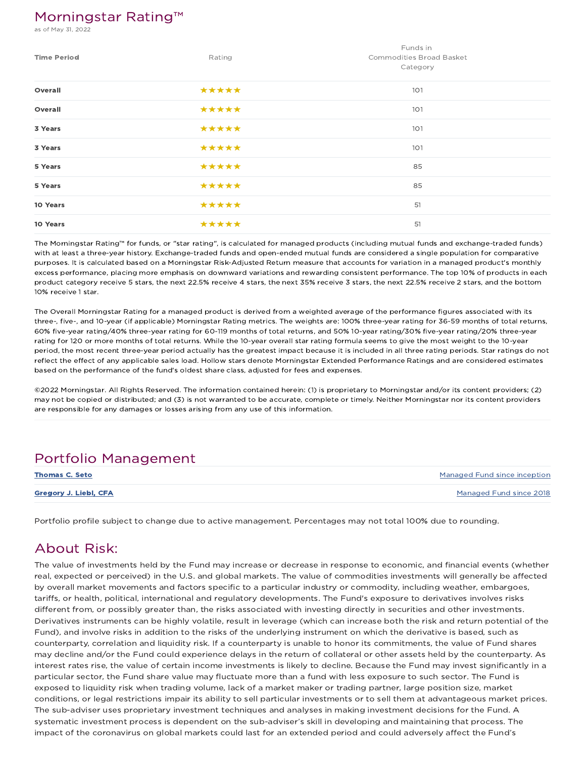## Morningstar Rating™

as of May 31, 2022

| Time Period | Rating | Funds in Commodities Broad Basket Category |
|---|---|---|
| **Overall** | ★★★★★ | 101 |
| **Overall** | ★★★★★ | 101 |
| **3 Years** | ★★★★★ | 101 |
| **3 Years** | ★★★★★ | 101 |
| **5 Years** | ★★★★★ | 85 |
| **5 Years** | ★★★★★ | 85 |
| **10 Years** | ★★★★★ | 51 |
| **10 Years** | ★★★★★ | 51 |

The Morningstar Rating™ for funds, or "star rating", is calculated for managed products (including mutual funds and exchange-traded funds) with at least a three-year history. Exchange-traded funds and open-ended mutual funds are considered a single population for comparative purposes. It is calculated based on a Morningstar Risk-Adjusted Return measure that accounts for variation in a managed product's monthly excess performance, placing more emphasis on downward variations and rewarding consistent performance. The top 10% of products in each product category receive 5 stars, the next 22.5% receive 4 stars, the next 35% receive 3 stars, the next 22.5% receive 2 stars, and the bottom 10% receive 1 star.

The Overall Morningstar Rating for a managed product is derived from a weighted average of the performance figures associated with its three-, five-, and 10-year (if applicable) Morningstar Rating metrics. The weights are: 100% three-year rating for 36-59 months of total returns, 60% five-year rating/40% three-year rating for 60-119 months of total returns, and 50% 10-year rating/30% five-year rating/20% three-year rating for 120 or more months of total returns. While the 10-year overall star rating formula seems to give the most weight to the 10-year period, the most recent three-year period actually has the greatest impact because it is included in all three rating periods. Star ratings do not reflect the effect of any applicable sales load. Hollow stars denote Morningstar Extended Performance Ratings and are considered estimates based on the performance of the fund's oldest share class, adjusted for fees and expenses.

©2022 Morningstar. All Rights Reserved. The information contained herein: (1) is proprietary to Morningstar and/or its content providers; (2) may not be copied or distributed; and (3) is not warranted to be accurate, complete or timely. Neither Morningstar nor its content providers are responsible for any damages or losses arising from any use of this information.

## Portfolio Management

| | |
|---|---|
| **Thomas C. Seto** | Managed Fund since inception |
| **Gregory J. Liebl, CFA** | Managed Fund since 2018 |

Portfolio profile subject to change due to active management. Percentages may not total 100% due to rounding.

## About Risk:

The value of investments held by the Fund may increase or decrease in response to economic, and financial events (whether real, expected or perceived) in the U.S. and global markets. The value of commodities investments will generally be affected by overall market movements and factors specific to a particular industry or commodity, including weather, embargoes, tariffs, or health, political, international and regulatory developments. The Fund's exposure to derivatives involves risks different from, or possibly greater than, the risks associated with investing directly in securities and other investments. Derivatives instruments can be highly volatile, result in leverage (which can increase both the risk and return potential of the Fund), and involve risks in addition to the risks of the underlying instrument on which the derivative is based, such as counterparty, correlation and liquidity risk. If a counterparty is unable to honor its commitments, the value of Fund shares may decline and/or the Fund could experience delays in the return of collateral or other assets held by the counterparty. As interest rates rise, the value of certain income investments is likely to decline. Because the Fund may invest significantly in a particular sector, the Fund share value may fluctuate more than a fund with less exposure to such sector. The Fund is exposed to liquidity risk when trading volume, lack of a market maker or trading partner, large position size, market conditions, or legal restrictions impair its ability to sell particular investments or to sell them at advantageous market prices. The sub-adviser uses proprietary investment techniques and analyses in making investment decisions for the Fund. A systematic investment process is dependent on the sub-adviser's skill in developing and maintaining that process. The impact of the coronavirus on global markets could last for an extended period and could adversely affect the Fund's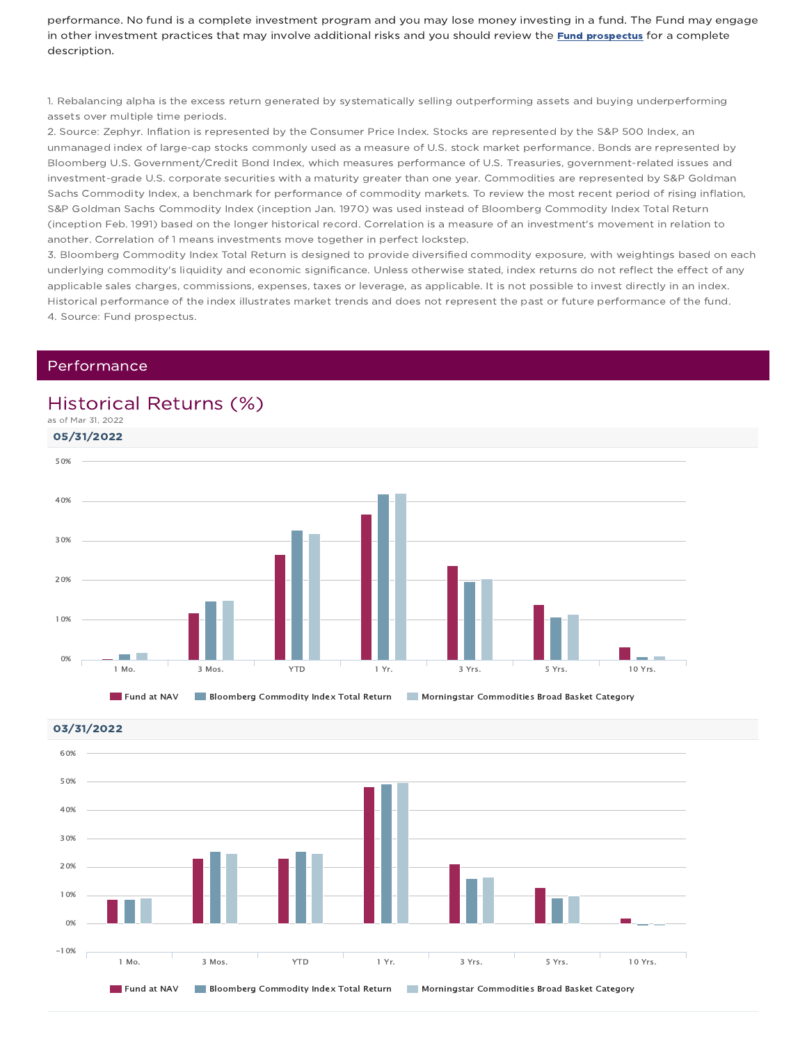performance. No fund is a complete investment program and you may lose money investing in a fund. The Fund may engage in other investment practices that may involve additional risks and you should review the **Fund prospectus** for a complete description.

1. Rebalancing alpha is the excess return generated by systematically selling outperforming assets and buying underperforming assets over multiple time periods.
2. Source: Zephyr. Inflation is represented by the Consumer Price Index. Stocks are represented by the S&P 500 Index, an unmanaged index of large-cap stocks commonly used as a measure of U.S. stock market performance. Bonds are represented by Bloomberg U.S. Government/Credit Bond Index, which measures performance of U.S. Treasuries, government-related issues and investment-grade U.S. corporate securities with a maturity greater than one year. Commodities are represented by S&P Goldman Sachs Commodity Index, a benchmark for performance of commodity markets. To review the most recent period of rising inflation, S&P Goldman Sachs Commodity Index (inception Jan. 1970) was used instead of Bloomberg Commodity Index Total Return (inception Feb. 1991) based on the longer historical record. Correlation is a measure of an investment's movement in relation to another. Correlation of 1 means investments move together in perfect lockstep.
3. Bloomberg Commodity Index Total Return is designed to provide diversified commodity exposure, with weightings based on each underlying commodity's liquidity and economic significance. Unless otherwise stated, index returns do not reflect the effect of any applicable sales charges, commissions, expenses, taxes or leverage, as applicable. It is not possible to invest directly in an index. Historical performance of the index illustrates market trends and does not represent the past or future performance of the fund.
4. Source: Fund prospectus.

## Performance

### Historical Returns (%)

as of Mar 31, 2022

**05/31/2022**

Legend: Fund at NAV; Bloomberg Commodity Index Total Return; Morningstar Commodities Broad Basket Category

Periods: 1 Mo., 3 Mos., YTD, 1 Yr., 3 Yrs., 5 Yrs., 10 Yrs.

**03/31/2022**

Legend: Fund at NAV; Bloomberg Commodity Index Total Return; Morningstar Commodities Broad Basket Category

Periods: 1 Mo., 3 Mos., YTD, 1 Yr., 3 Yrs., 5 Yrs., 10 Yrs.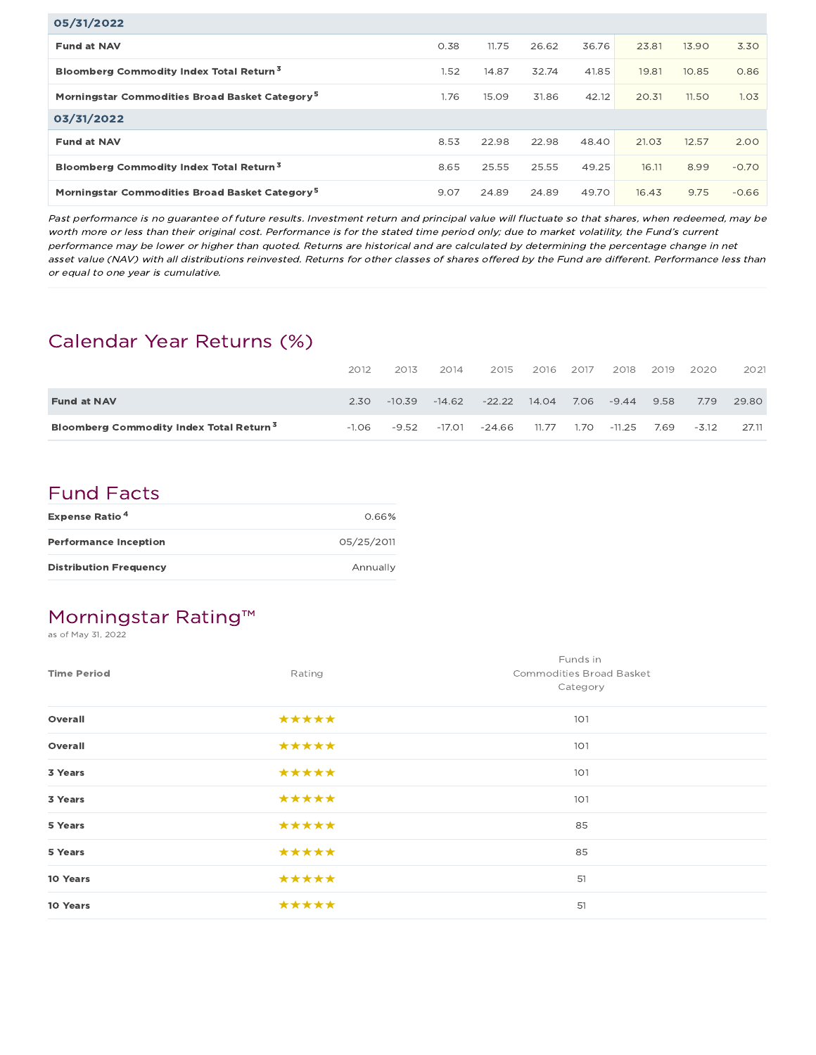| | | | | | | | |
|---|---|---|---|---|---|---|---|
| **05/31/2022** | | | | | | | |
| **Fund at NAV** | 0.38 | 11.75 | 26.62 | 36.76 | 23.81 | 13.90 | 3.30 |
| **Bloomberg Commodity Index Total Return**[3] | 1.52 | 14.87 | 32.74 | 41.85 | 19.81 | 10.85 | 0.86 |
| **Morningstar Commodities Broad Basket Category**[5] | 1.76 | 15.09 | 31.86 | 42.12 | 20.31 | 11.50 | 1.03 |
| **03/31/2022** | | | | | | | |
| **Fund at NAV** | 8.53 | 22.98 | 22.98 | 48.40 | 21.03 | 12.57 | 2.00 |
| **Bloomberg Commodity Index Total Return**[3] | 8.65 | 25.55 | 25.55 | 49.25 | 16.11 | 8.99 | -0.70 |
| **Morningstar Commodities Broad Basket Category**[5] | 9.07 | 24.89 | 24.89 | 49.70 | 16.43 | 9.75 | -0.66 |

*Past performance is no guarantee of future results. Investment return and principal value will fluctuate so that shares, when redeemed, may be worth more or less than their original cost. Performance is for the stated time period only; due to market volatility, the Fund's current performance may be lower or higher than quoted. Returns are historical and are calculated by determining the percentage change in net asset value (NAV) with all distributions reinvested. Returns for other classes of shares offered by the Fund are different. Performance less than or equal to one year is cumulative.*

## Calendar Year Returns (%)

| | 2012 | 2013 | 2014 | 2015 | 2016 | 2017 | 2018 | 2019 | 2020 | 2021 |
|---|---|---|---|---|---|---|---|---|---|---|
| **Fund at NAV** | 2.30 | -10.39 | -14.62 | -22.22 | 14.04 | 7.06 | -9.44 | 9.58 | 7.79 | 29.80 |
| **Bloomberg Commodity Index Total Return**[3] | -1.06 | -9.52 | -17.01 | -24.66 | 11.77 | 1.70 | -11.25 | 7.69 | -3.12 | 27.11 |

## Fund Facts

| | |
|---|---|
| **Expense Ratio**[4] | 0.66% |
| **Performance Inception** | 05/25/2011 |
| **Distribution Frequency** | Annually |

## Morningstar Rating™

as of May 31, 2022

| Time Period | Rating | Funds in Commodities Broad Basket Category |
|---|---|---|
| **Overall** | ★★★★★ | 101 |
| **Overall** | ★★★★★ | 101 |
| **3 Years** | ★★★★★ | 101 |
| **3 Years** | ★★★★★ | 101 |
| **5 Years** | ★★★★★ | 85 |
| **5 Years** | ★★★★★ | 85 |
| **10 Years** | ★★★★★ | 51 |
| **10 Years** | ★★★★★ | 51 |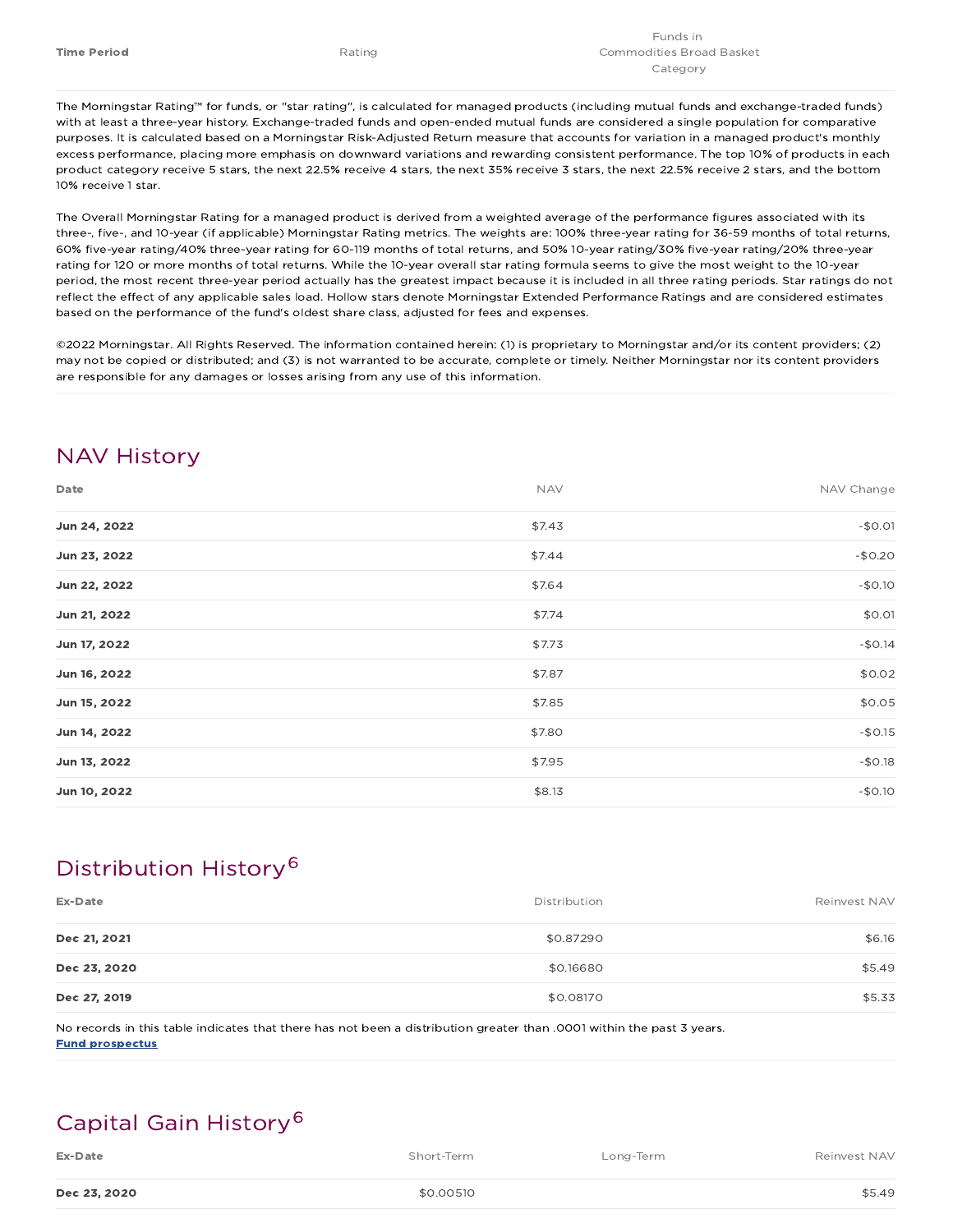| Time Period | Rating | Funds in Commodities Broad Basket Category |
|---|---|---|

The Morningstar Rating™ for funds, or "star rating", is calculated for managed products (including mutual funds and exchange-traded funds) with at least a three-year history. Exchange-traded funds and open-ended mutual funds are considered a single population for comparative purposes. It is calculated based on a Morningstar Risk-Adjusted Return measure that accounts for variation in a managed product's monthly excess performance, placing more emphasis on downward variations and rewarding consistent performance. The top 10% of products in each product category receive 5 stars, the next 22.5% receive 4 stars, the next 35% receive 3 stars, the next 22.5% receive 2 stars, and the bottom 10% receive 1 star.

The Overall Morningstar Rating for a managed product is derived from a weighted average of the performance figures associated with its three-, five-, and 10-year (if applicable) Morningstar Rating metrics. The weights are: 100% three-year rating for 36-59 months of total returns, 60% five-year rating/40% three-year rating for 60-119 months of total returns, and 50% 10-year rating/30% five-year rating/20% three-year rating for 120 or more months of total returns. While the 10-year overall star rating formula seems to give the most weight to the 10-year period, the most recent three-year period actually has the greatest impact because it is included in all three rating periods. Star ratings do not reflect the effect of any applicable sales load. Hollow stars denote Morningstar Extended Performance Ratings and are considered estimates based on the performance of the fund's oldest share class, adjusted for fees and expenses.

©2022 Morningstar. All Rights Reserved. The information contained herein: (1) is proprietary to Morningstar and/or its content providers; (2) may not be copied or distributed; and (3) is not warranted to be accurate, complete or timely. Neither Morningstar nor its content providers are responsible for any damages or losses arising from any use of this information.

## NAV History

| Date | NAV | NAV Change |
|---|---|---|
| Jun 24, 2022 | $7.43 | -$0.01 |
| Jun 23, 2022 | $7.44 | -$0.20 |
| Jun 22, 2022 | $7.64 | -$0.10 |
| Jun 21, 2022 | $7.74 | $0.01 |
| Jun 17, 2022 | $7.73 | -$0.14 |
| Jun 16, 2022 | $7.87 | $0.02 |
| Jun 15, 2022 | $7.85 | $0.05 |
| Jun 14, 2022 | $7.80 | -$0.15 |
| Jun 13, 2022 | $7.95 | -$0.18 |
| Jun 10, 2022 | $8.13 | -$0.10 |

## Distribution History[6]

| Ex-Date | Distribution | Reinvest NAV |
|---|---|---|
| Dec 21, 2021 | $0.87290 | $6.16 |
| Dec 23, 2020 | $0.16680 | $5.49 |
| Dec 27, 2019 | $0.08170 | $5.33 |

No records in this table indicates that there has not been a distribution greater than .0001 within the past 3 years.
Fund prospectus

## Capital Gain History[6]

| Ex-Date | Short-Term | Long-Term | Reinvest NAV |
|---|---|---|---|
| Dec 23, 2020 | $0.00510 | | $5.49 |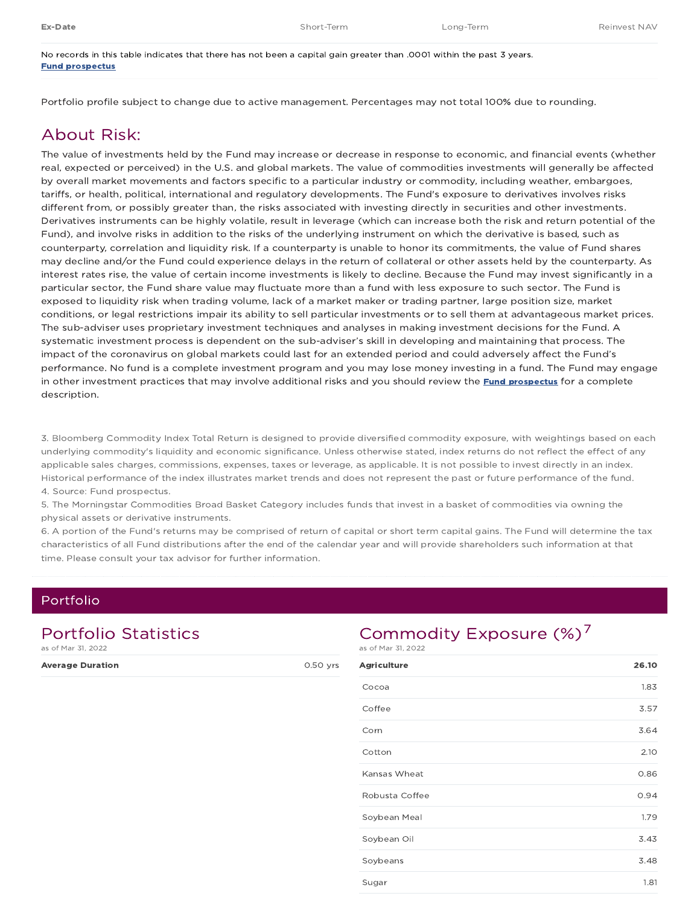| Ex-Date | Short-Term | Long-Term | Reinvest NAV |
| --- | --- | --- | --- |

No records in this table indicates that there has not been a capital gain greater than .0001 within the past 3 years.
**Fund prospectus**

Portfolio profile subject to change due to active management. Percentages may not total 100% due to rounding.

## About Risk:

The value of investments held by the Fund may increase or decrease in response to economic, and financial events (whether real, expected or perceived) in the U.S. and global markets. The value of commodities investments will generally be affected by overall market movements and factors specific to a particular industry or commodity, including weather, embargoes, tariffs, or health, political, international and regulatory developments. The Fund's exposure to derivatives involves risks different from, or possibly greater than, the risks associated with investing directly in securities and other investments. Derivatives instruments can be highly volatile, result in leverage (which can increase both the risk and return potential of the Fund), and involve risks in addition to the risks of the underlying instrument on which the derivative is based, such as counterparty, correlation and liquidity risk. If a counterparty is unable to honor its commitments, the value of Fund shares may decline and/or the Fund could experience delays in the return of collateral or other assets held by the counterparty. As interest rates rise, the value of certain income investments is likely to decline. Because the Fund may invest significantly in a particular sector, the Fund share value may fluctuate more than a fund with less exposure to such sector. The Fund is exposed to liquidity risk when trading volume, lack of a market maker or trading partner, large position size, market conditions, or legal restrictions impair its ability to sell particular investments or to sell them at advantageous market prices. The sub-adviser uses proprietary investment techniques and analyses in making investment decisions for the Fund. A systematic investment process is dependent on the sub-adviser's skill in developing and maintaining that process. The impact of the coronavirus on global markets could last for an extended period and could adversely affect the Fund's performance. No fund is a complete investment program and you may lose money investing in a fund. The Fund may engage in other investment practices that may involve additional risks and you should review the **Fund prospectus** for a complete description.

3. Bloomberg Commodity Index Total Return is designed to provide diversified commodity exposure, with weightings based on each underlying commodity's liquidity and economic significance. Unless otherwise stated, index returns do not reflect the effect of any applicable sales charges, commissions, expenses, taxes or leverage, as applicable. It is not possible to invest directly in an index. Historical performance of the index illustrates market trends and does not represent the past or future performance of the fund.
4. Source: Fund prospectus.
5. The Morningstar Commodities Broad Basket Category includes funds that invest in a basket of commodities via owning the physical assets or derivative instruments.
6. A portion of the Fund's returns may be comprised of return of capital or short term capital gains. The Fund will determine the tax characteristics of all Fund distributions after the end of the calendar year and will provide shareholders such information at that time. Please consult your tax advisor for further information.

## Portfolio

### Portfolio Statistics

as of Mar 31, 2022

| | |
| --- | --- |
| **Average Duration** | 0.50 yrs |

### Commodity Exposure (%)[7]

as of Mar 31, 2022

| | |
| --- | --- |
| **Agriculture** | **26.10** |
| Cocoa | 1.83 |
| Coffee | 3.57 |
| Corn | 3.64 |
| Cotton | 2.10 |
| Kansas Wheat | 0.86 |
| Robusta Coffee | 0.94 |
| Soybean Meal | 1.79 |
| Soybean Oil | 3.43 |
| Soybeans | 3.48 |
| Sugar | 1.81 |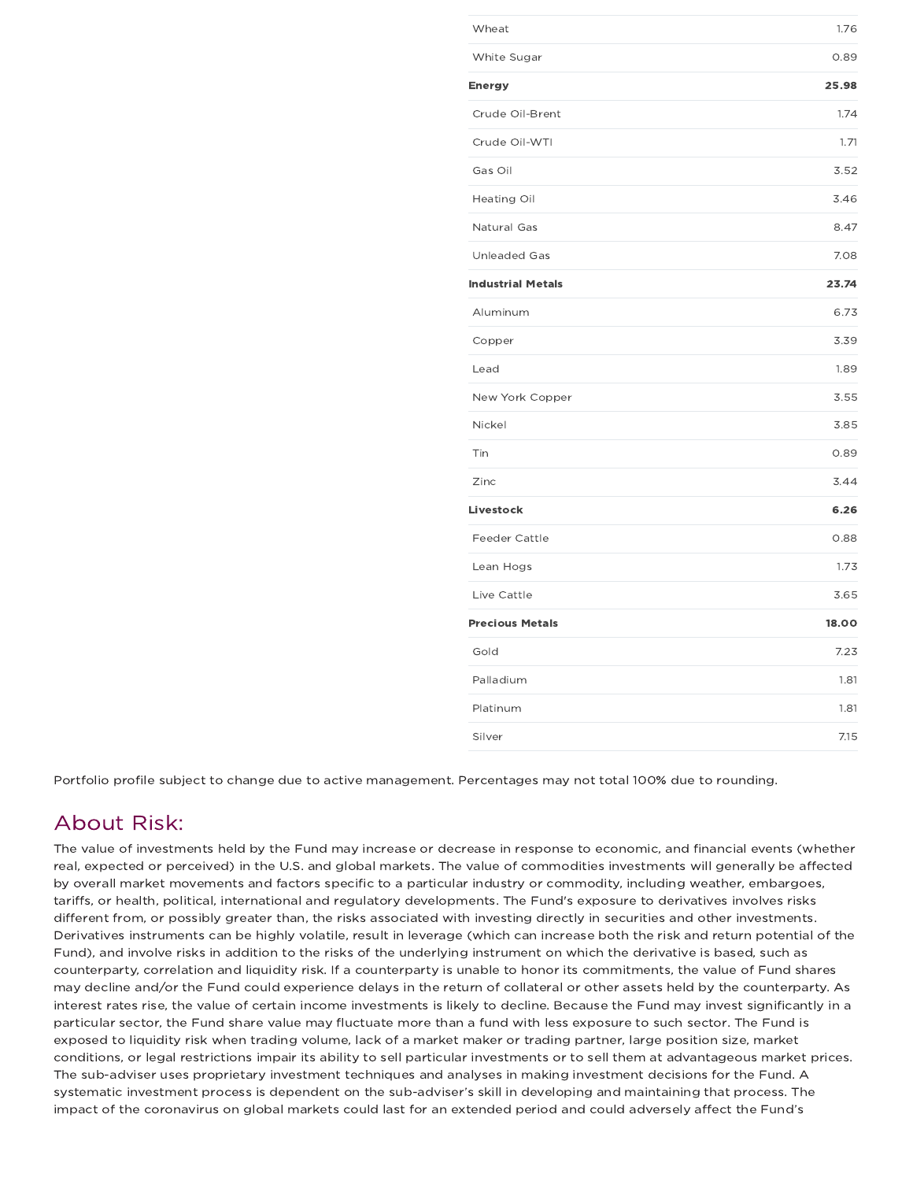| | |
|---|---|
| Wheat | 1.76 |
| White Sugar | 0.89 |
| **Energy** | **25.98** |
| Crude Oil-Brent | 1.74 |
| Crude Oil-WTI | 1.71 |
| Gas Oil | 3.52 |
| Heating Oil | 3.46 |
| Natural Gas | 8.47 |
| Unleaded Gas | 7.08 |
| **Industrial Metals** | **23.74** |
| Aluminum | 6.73 |
| Copper | 3.39 |
| Lead | 1.89 |
| New York Copper | 3.55 |
| Nickel | 3.85 |
| Tin | 0.89 |
| Zinc | 3.44 |
| **Livestock** | **6.26** |
| Feeder Cattle | 0.88 |
| Lean Hogs | 1.73 |
| Live Cattle | 3.65 |
| **Precious Metals** | **18.00** |
| Gold | 7.23 |
| Palladium | 1.81 |
| Platinum | 1.81 |
| Silver | 7.15 |

Portfolio profile subject to change due to active management. Percentages may not total 100% due to rounding.

## About Risk:

The value of investments held by the Fund may increase or decrease in response to economic, and financial events (whether real, expected or perceived) in the U.S. and global markets. The value of commodities investments will generally be affected by overall market movements and factors specific to a particular industry or commodity, including weather, embargoes, tariffs, or health, political, international and regulatory developments. The Fund's exposure to derivatives involves risks different from, or possibly greater than, the risks associated with investing directly in securities and other investments. Derivatives instruments can be highly volatile, result in leverage (which can increase both the risk and return potential of the Fund), and involve risks in addition to the risks of the underlying instrument on which the derivative is based, such as counterparty, correlation and liquidity risk. If a counterparty is unable to honor its commitments, the value of Fund shares may decline and/or the Fund could experience delays in the return of collateral or other assets held by the counterparty. As interest rates rise, the value of certain income investments is likely to decline. Because the Fund may invest significantly in a particular sector, the Fund share value may fluctuate more than a fund with less exposure to such sector. The Fund is exposed to liquidity risk when trading volume, lack of a market maker or trading partner, large position size, market conditions, or legal restrictions impair its ability to sell particular investments or to sell them at advantageous market prices. The sub-adviser uses proprietary investment techniques and analyses in making investment decisions for the Fund. A systematic investment process is dependent on the sub-adviser's skill in developing and maintaining that process. The impact of the coronavirus on global markets could last for an extended period and could adversely affect the Fund's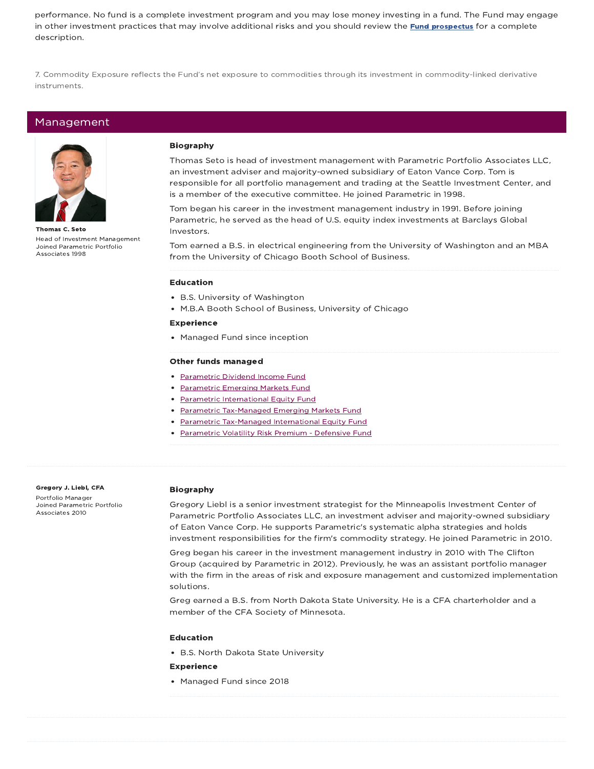performance. No fund is a complete investment program and you may lose money investing in a fund. The Fund may engage in other investment practices that may involve additional risks and you should review the **Fund prospectus** for a complete description.

7. Commodity Exposure reflects the Fund's net exposure to commodities through its investment in commodity-linked derivative instruments.

## Management

**Thomas C. Seto**
Head of Investment Management
Joined Parametric Portfolio Associates 1998

### Biography

Thomas Seto is head of investment management with Parametric Portfolio Associates LLC, an investment adviser and majority-owned subsidiary of Eaton Vance Corp. Tom is responsible for all portfolio management and trading at the Seattle Investment Center, and is a member of the executive committee. He joined Parametric in 1998.

Tom began his career in the investment management industry in 1991. Before joining Parametric, he served as the head of U.S. equity index investments at Barclays Global Investors.

Tom earned a B.S. in electrical engineering from the University of Washington and an MBA from the University of Chicago Booth School of Business.

### Education

- B.S. University of Washington
- M.B.A Booth School of Business, University of Chicago

### Experience

- Managed Fund since inception

### Other funds managed

- Parametric Dividend Income Fund
- Parametric Emerging Markets Fund
- Parametric International Equity Fund
- Parametric Tax-Managed Emerging Markets Fund
- Parametric Tax-Managed International Equity Fund
- Parametric Volatility Risk Premium - Defensive Fund

**Gregory J. Liebl, CFA**
Portfolio Manager
Joined Parametric Portfolio Associates 2010

### Biography

Gregory Liebl is a senior investment strategist for the Minneapolis Investment Center of Parametric Portfolio Associates LLC, an investment adviser and majority-owned subsidiary of Eaton Vance Corp. He supports Parametric's systematic alpha strategies and holds investment responsibilities for the firm's commodity strategy. He joined Parametric in 2010.

Greg began his career in the investment management industry in 2010 with The Clifton Group (acquired by Parametric in 2012). Previously, he was an assistant portfolio manager with the firm in the areas of risk and exposure management and customized implementation solutions.

Greg earned a B.S. from North Dakota State University. He is a CFA charterholder and a member of the CFA Society of Minnesota.

### Education

- B.S. North Dakota State University

### Experience

- Managed Fund since 2018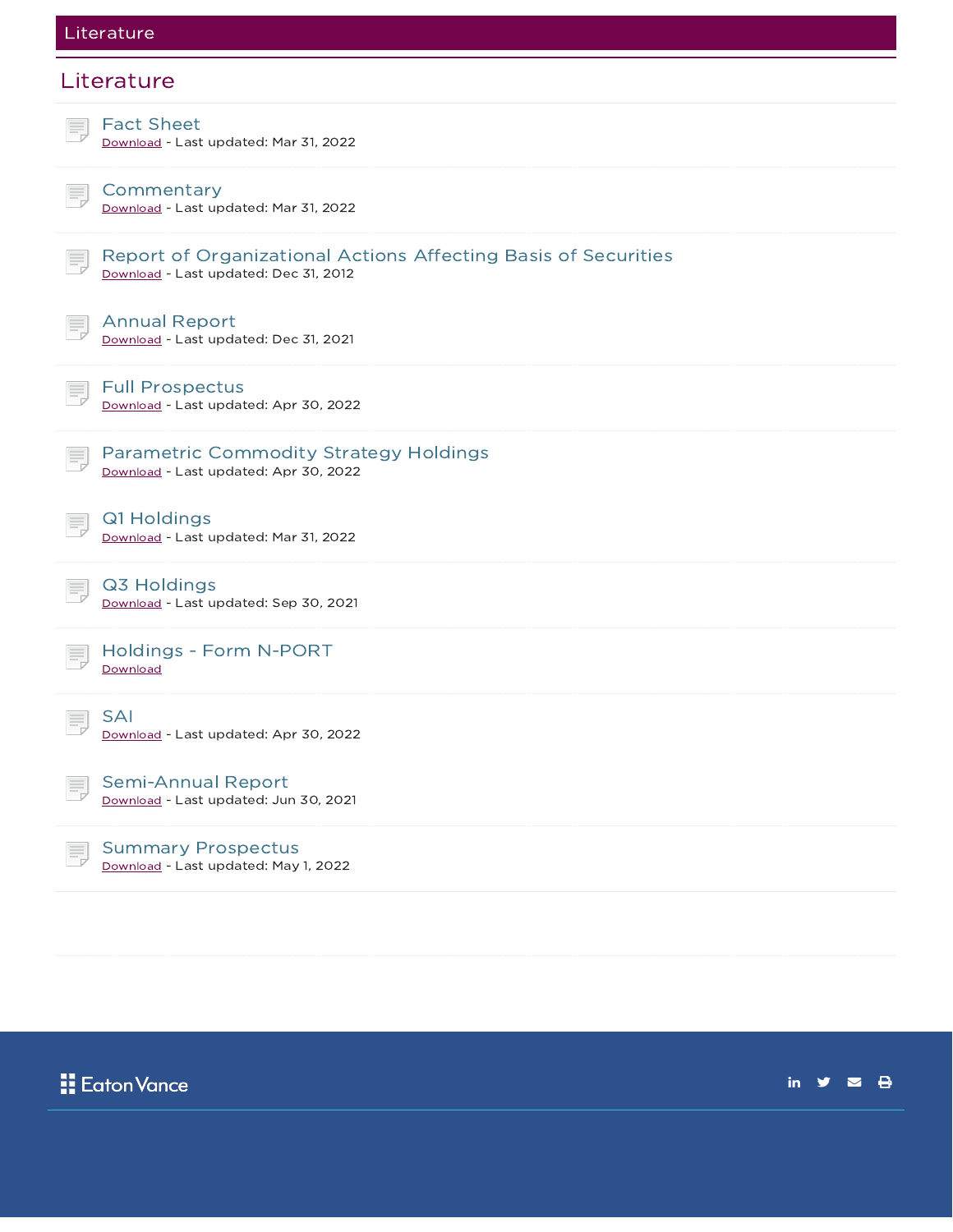## Literature

### Literature

**Fact Sheet**
Download - Last updated: Mar 31, 2022

**Commentary**
Download - Last updated: Mar 31, 2022

**Report of Organizational Actions Affecting Basis of Securities**
Download - Last updated: Dec 31, 2012

**Annual Report**
Download - Last updated: Dec 31, 2021

**Full Prospectus**
Download - Last updated: Apr 30, 2022

**Parametric Commodity Strategy Holdings**
Download - Last updated: Apr 30, 2022

**Q1 Holdings**
Download - Last updated: Mar 31, 2022

**Q3 Holdings**
Download - Last updated: Sep 30, 2021

**Holdings - Form N-PORT**
Download

**SAI**
Download - Last updated: Apr 30, 2022

**Semi-Annual Report**
Download - Last updated: Jun 30, 2021

**Summary Prospectus**
Download - Last updated: May 1, 2022

Eaton Vance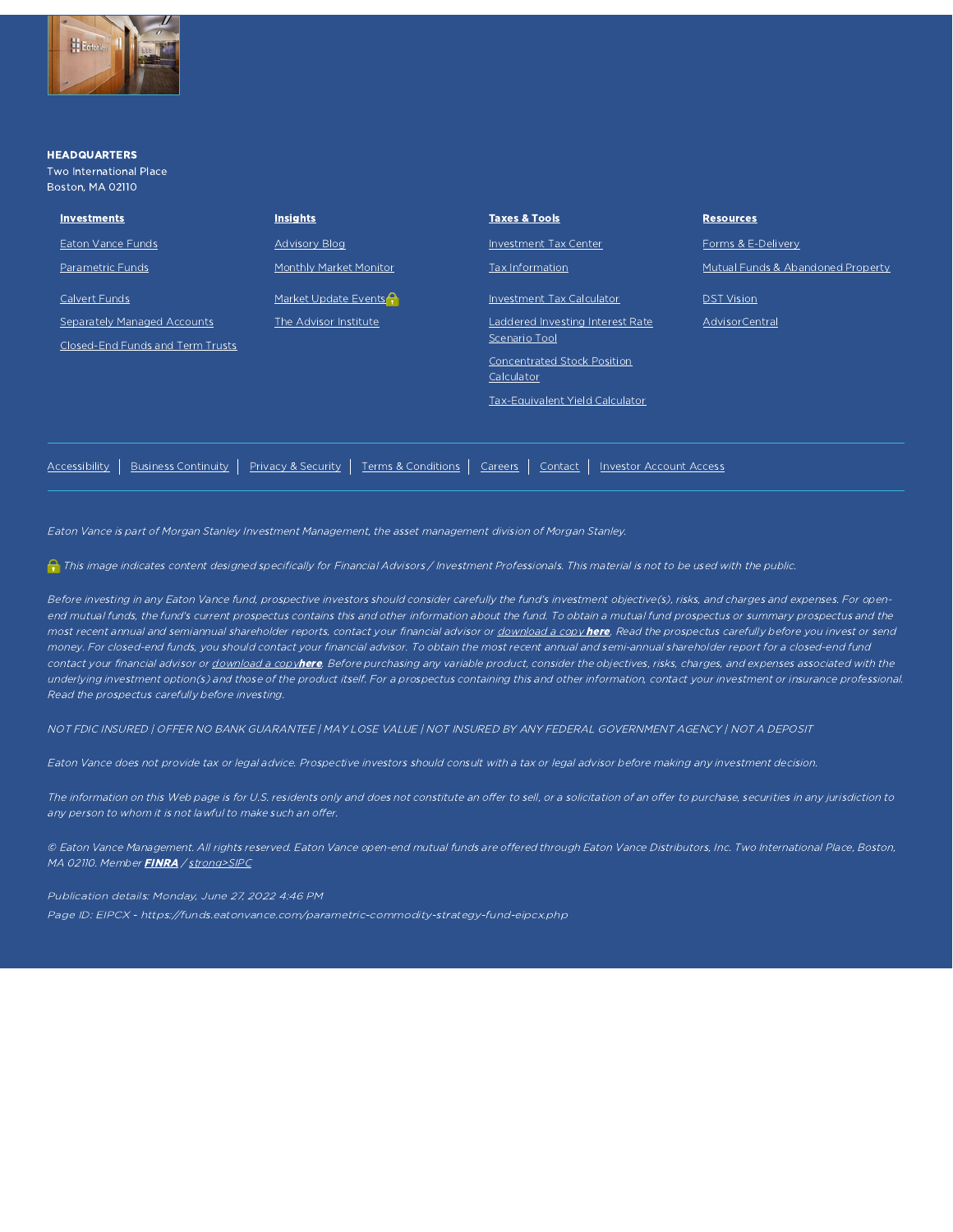**HEADQUARTERS**
Two International Place
Boston, MA 02110

**Investments**

- Eaton Vance Funds
- Parametric Funds
- Calvert Funds
- Separately Managed Accounts
- Closed-End Funds and Term Trusts

**Insights**

- Advisory Blog
- Monthly Market Monitor
- Market Update Events
- The Advisor Institute

**Taxes & Tools**

- Investment Tax Center
- Tax Information
- Investment Tax Calculator
- Laddered Investing Interest Rate Scenario Tool
- Concentrated Stock Position Calculator
- Tax-Equivalent Yield Calculator

**Resources**

- Forms & E-Delivery
- Mutual Funds & Abandoned Property
- DST Vision
- AdvisorCentral

Accessibility | Business Continuity | Privacy & Security | Terms & Conditions | Careers | Contact | Investor Account Access

*Eaton Vance is part of Morgan Stanley Investment Management, the asset management division of Morgan Stanley.*

*This image indicates content designed specifically for Financial Advisors / Investment Professionals. This material is not to be used with the public.*

*Before investing in any Eaton Vance fund, prospective investors should consider carefully the fund's investment objective(s), risks, and charges and expenses. For open-end mutual funds, the fund's current prospectus contains this and other information about the fund. To obtain a mutual fund prospectus or summary prospectus and the most recent annual and semiannual shareholder reports, contact your financial advisor or download a copy **here**. Read the prospectus carefully before you invest or send money. For closed-end funds, you should contact your financial advisor. To obtain the most recent annual and semi-annual shareholder report for a closed-end fund contact your financial advisor or download a copy**here**. Before purchasing any variable product, consider the objectives, risks, charges, and expenses associated with the underlying investment option(s) and those of the product itself. For a prospectus containing this and other information, contact your investment or insurance professional. Read the prospectus carefully before investing.*

*NOT FDIC INSURED | OFFER NO BANK GUARANTEE | MAY LOSE VALUE | NOT INSURED BY ANY FEDERAL GOVERNMENT AGENCY | NOT A DEPOSIT*

*Eaton Vance does not provide tax or legal advice. Prospective investors should consult with a tax or legal advisor before making any investment decision.*

*The information on this Web page is for U.S. residents only and does not constitute an offer to sell, or a solicitation of an offer to purchase, securities in any jurisdiction to any person to whom it is not lawful to make such an offer.*

*© Eaton Vance Management. All rights reserved. Eaton Vance open-end mutual funds are offered through Eaton Vance Distributors, Inc. Two International Place, Boston, MA 02110. Member **FINRA** / strong>SIPC*

*Publication details: Monday, June 27, 2022 4:46 PM*
*Page ID: EIPCX - https://funds.eatonvance.com/parametric-commodity-strategy-fund-eipcx.php*